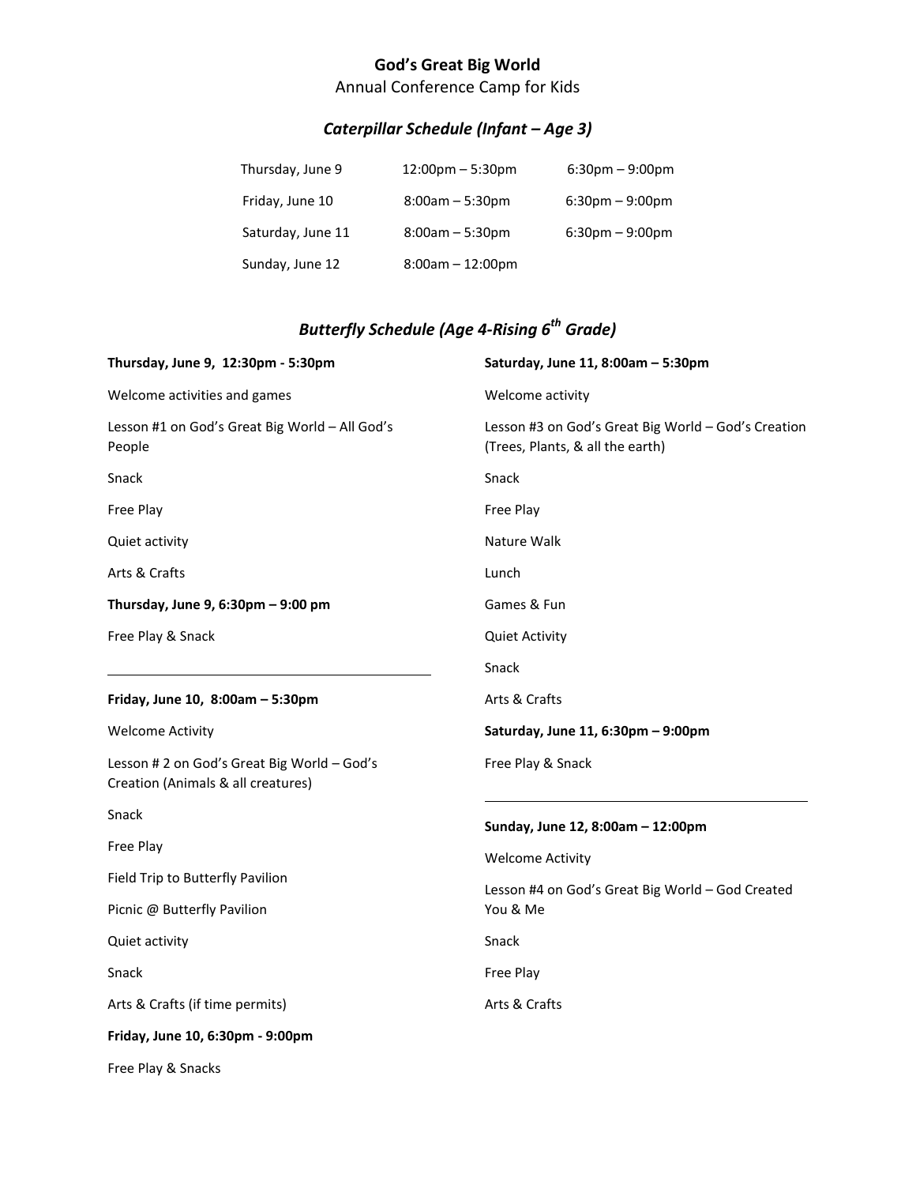# God's Great Big World

Annual Conference Camp for Kids

## *Caterpillar Schedule (Infant – Age 3)*

| | | |
|---|---|---|
| Thursday, June 9 | 12:00pm – 5:30pm | 6:30pm – 9:00pm |
| Friday, June 10 | 8:00am – 5:30pm | 6:30pm – 9:00pm |
| Saturday, June 11 | 8:00am – 5:30pm | 6:30pm – 9:00pm |
| Sunday, June 12 | 8:00am – 12:00pm | |

## *Butterfly Schedule (Age 4-Rising 6th Grade)*

**Thursday, June 9, 12:30pm - 5:30pm**

Welcome activities and games

Lesson #1 on God's Great Big World – All God's People

Snack

Free Play

Quiet activity

Arts & Crafts

**Thursday, June 9, 6:30pm – 9:00 pm**

Free Play & Snack

---

**Friday, June 10, 8:00am – 5:30pm**

Welcome Activity

Lesson # 2 on God's Great Big World – God's Creation (Animals & all creatures)

Snack

Free Play

Field Trip to Butterfly Pavilion

Picnic @ Butterfly Pavilion

Quiet activity

Snack

Arts & Crafts (if time permits)

**Friday, June 10, 6:30pm - 9:00pm**

Free Play & Snacks

**Saturday, June 11, 8:00am – 5:30pm**

Welcome activity

Lesson #3 on God's Great Big World – God's Creation (Trees, Plants, & all the earth)

Snack

Free Play

Nature Walk

Lunch

Games & Fun

Quiet Activity

Snack

Arts & Crafts

**Saturday, June 11, 6:30pm – 9:00pm**

Free Play & Snack

---

**Sunday, June 12, 8:00am – 12:00pm**

Welcome Activity

Lesson #4 on God's Great Big World – God Created You & Me

Snack

Free Play

Arts & Crafts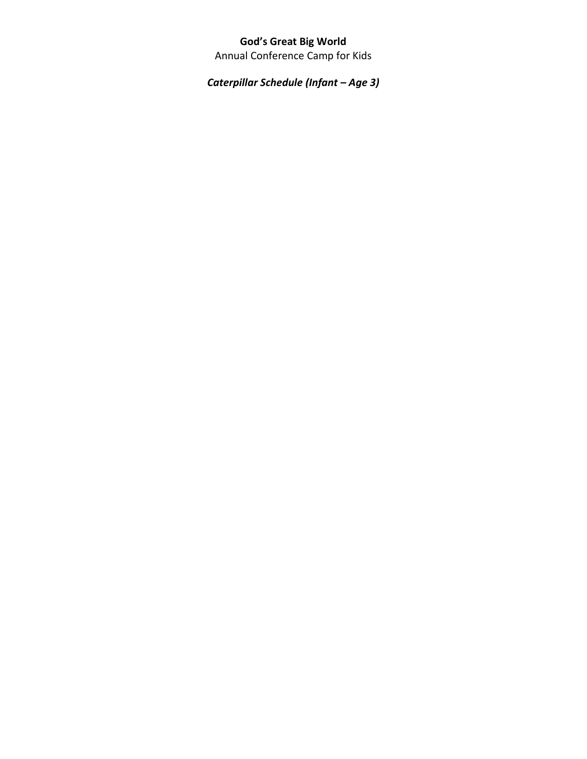**God's Great Big World**

Annual Conference Camp for Kids

***Caterpillar Schedule (Infant – Age 3)***